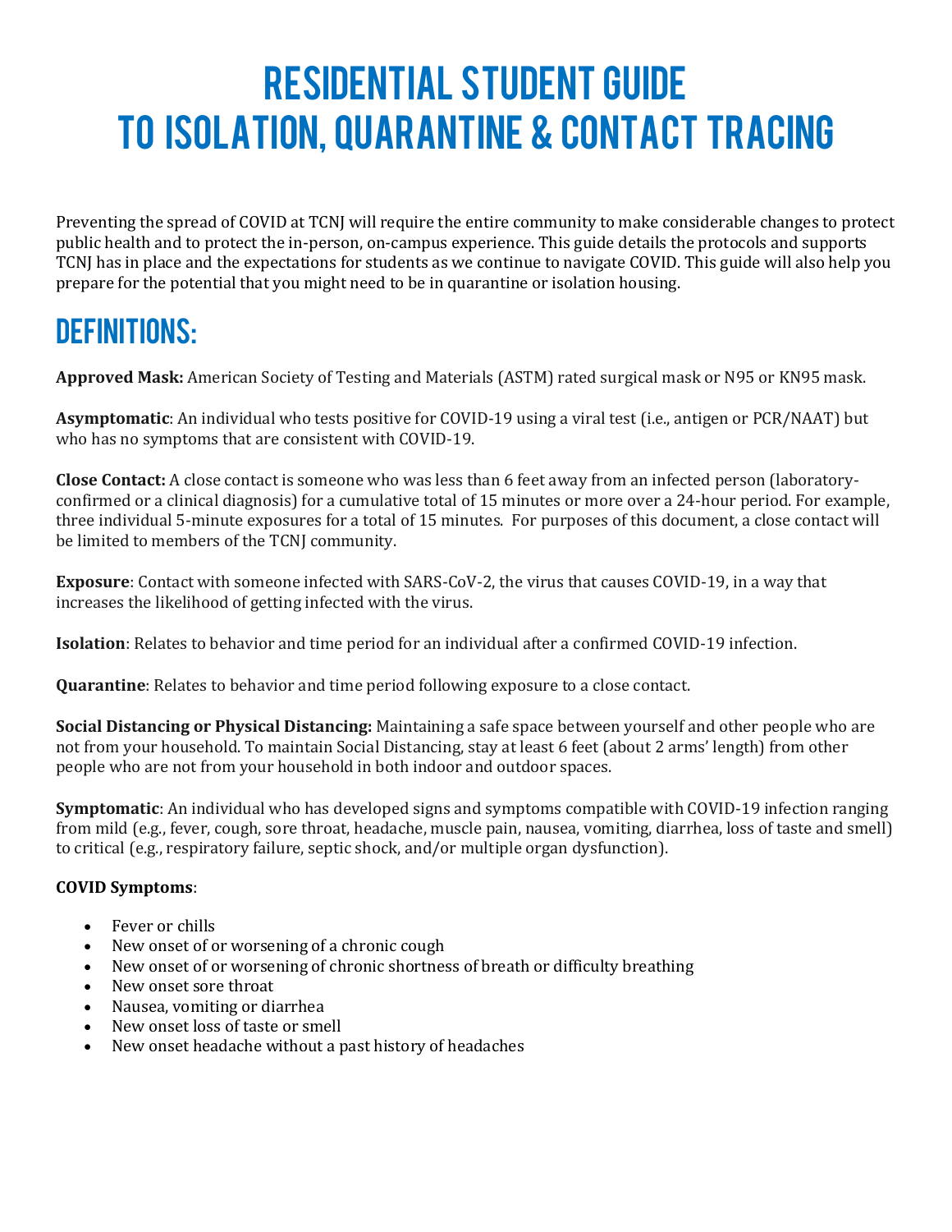# Residential Student Guide to Isolation, Quarantine & Contact Tracing

Preventing the spread of COVID at TCNJ will require the entire community to make considerable changes to protect public health and to protect the in-person, on-campus experience. This guide details the protocols and supports TCNJ has in place and the expectations for students as we continue to navigate COVID. This guide will also help you prepare for the potential that you might need to be in quarantine or isolation housing.

## Definitions:

**Approved Mask:** American Society of Testing and Materials (ASTM) rated surgical mask or N95 or KN95 mask.

**Asymptomatic**: An individual who tests positive for COVID-19 using a viral test (i.e., antigen or PCR/NAAT) but who has no symptoms that are consistent with COVID-19.

**Close Contact:** A close contact is someone who was less than 6 feet away from an infected person (laboratory-confirmed or a clinical diagnosis) for a cumulative total of 15 minutes or more over a 24-hour period. For example, three individual 5-minute exposures for a total of 15 minutes. For purposes of this document, a close contact will be limited to members of the TCNJ community.

**Exposure**: Contact with someone infected with SARS-CoV-2, the virus that causes COVID-19, in a way that increases the likelihood of getting infected with the virus.

**Isolation**: Relates to behavior and time period for an individual after a confirmed COVID-19 infection.

**Quarantine**: Relates to behavior and time period following exposure to a close contact.

**Social Distancing or Physical Distancing:** Maintaining a safe space between yourself and other people who are not from your household. To maintain Social Distancing, stay at least 6 feet (about 2 arms' length) from other people who are not from your household in both indoor and outdoor spaces.

**Symptomatic**: An individual who has developed signs and symptoms compatible with COVID-19 infection ranging from mild (e.g., fever, cough, sore throat, headache, muscle pain, nausea, vomiting, diarrhea, loss of taste and smell) to critical (e.g., respiratory failure, septic shock, and/or multiple organ dysfunction).

**COVID Symptoms**:

- Fever or chills
- New onset of or worsening of a chronic cough
- New onset of or worsening of chronic shortness of breath or difficulty breathing
- New onset sore throat
- Nausea, vomiting or diarrhea
- New onset loss of taste or smell
- New onset headache without a past history of headaches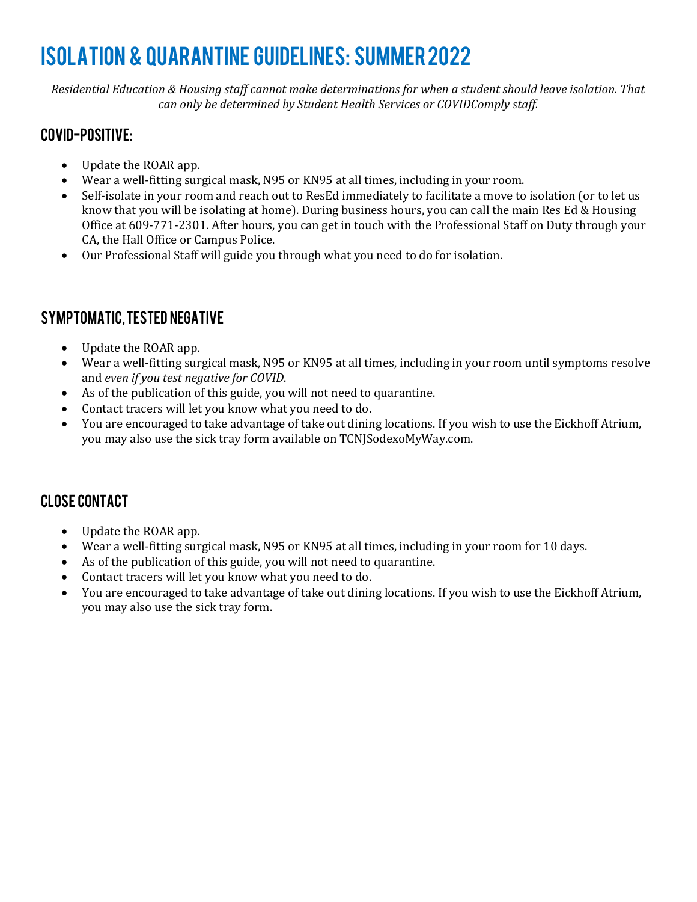# Isolation & Quarantine Guidelines: Summer 2022

*Residential Education & Housing staff cannot make determinations for when a student should leave isolation. That can only be determined by Student Health Services or COVIDComply staff.*

## COVID-Positive:

- Update the ROAR app.
- Wear a well-fitting surgical mask, N95 or KN95 at all times, including in your room.
- Self-isolate in your room and reach out to ResEd immediately to facilitate a move to isolation (or to let us know that you will be isolating at home). During business hours, you can call the main Res Ed & Housing Office at 609-771-2301. After hours, you can get in touch with the Professional Staff on Duty through your CA, the Hall Office or Campus Police.
- Our Professional Staff will guide you through what you need to do for isolation.

## Symptomatic, Tested Negative

- Update the ROAR app.
- Wear a well-fitting surgical mask, N95 or KN95 at all times, including in your room until symptoms resolve and *even if you test negative for COVID*.
- As of the publication of this guide, you will not need to quarantine.
- Contact tracers will let you know what you need to do.
- You are encouraged to take advantage of take out dining locations. If you wish to use the Eickhoff Atrium, you may also use the sick tray form available on TCNJSodexoMyWay.com.

## Close Contact

- Update the ROAR app.
- Wear a well-fitting surgical mask, N95 or KN95 at all times, including in your room for 10 days.
- As of the publication of this guide, you will not need to quarantine.
- Contact tracers will let you know what you need to do.
- You are encouraged to take advantage of take out dining locations. If you wish to use the Eickhoff Atrium, you may also use the sick tray form.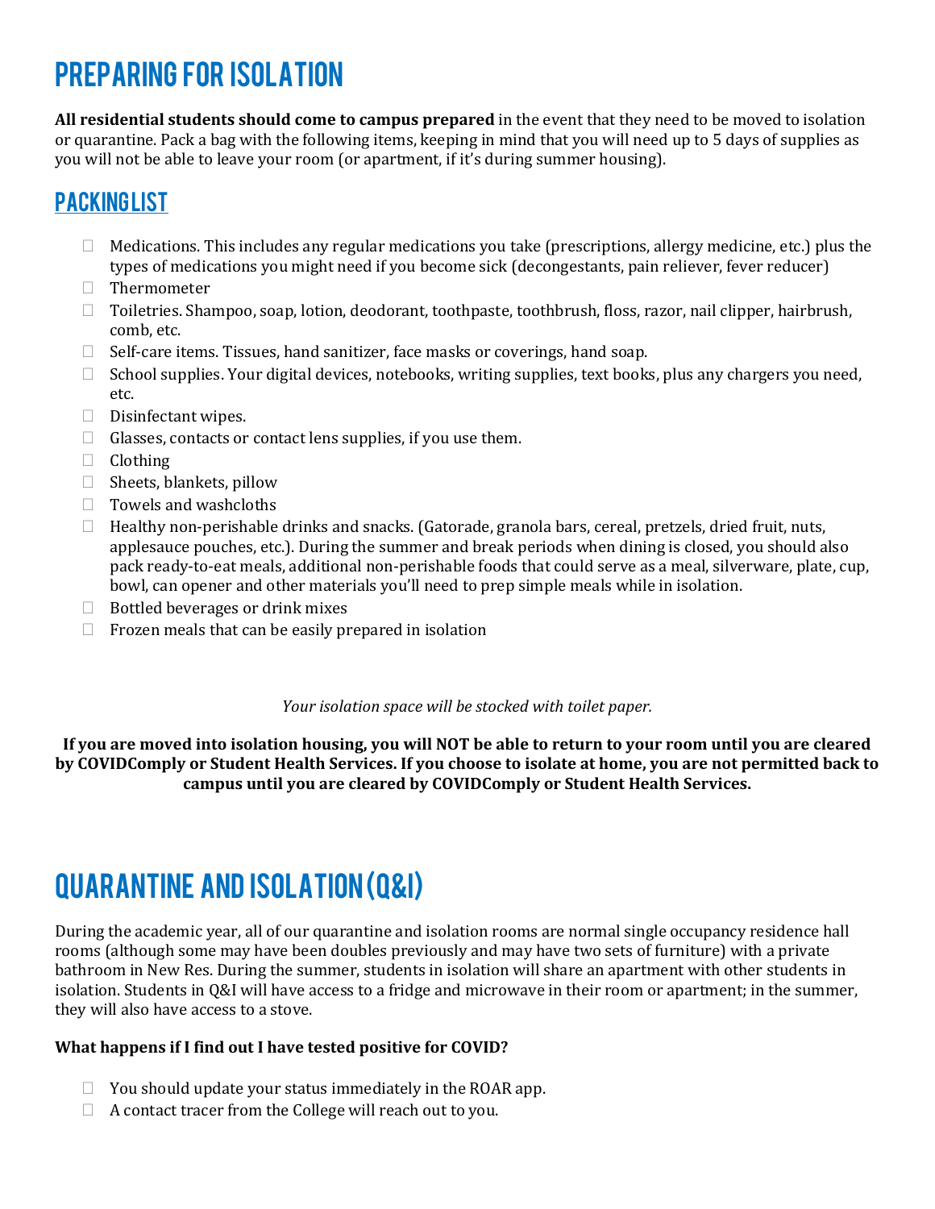# PREPARING FOR ISOLATION

**All residential students should come to campus prepared** in the event that they need to be moved to isolation or quarantine. Pack a bag with the following items, keeping in mind that you will need up to 5 days of supplies as you will not be able to leave your room (or apartment, if it's during summer housing).

## PACKING LIST

- Medications. This includes any regular medications you take (prescriptions, allergy medicine, etc.) plus the types of medications you might need if you become sick (decongestants, pain reliever, fever reducer)
- Thermometer
- Toiletries. Shampoo, soap, lotion, deodorant, toothpaste, toothbrush, floss, razor, nail clipper, hairbrush, comb, etc.
- Self-care items. Tissues, hand sanitizer, face masks or coverings, hand soap.
- School supplies. Your digital devices, notebooks, writing supplies, text books, plus any chargers you need, etc.
- Disinfectant wipes.
- Glasses, contacts or contact lens supplies, if you use them.
- Clothing
- Sheets, blankets, pillow
- Towels and washcloths
- Healthy non-perishable drinks and snacks. (Gatorade, granola bars, cereal, pretzels, dried fruit, nuts, applesauce pouches, etc.). During the summer and break periods when dining is closed, you should also pack ready-to-eat meals, additional non-perishable foods that could serve as a meal, silverware, plate, cup, bowl, can opener and other materials you'll need to prep simple meals while in isolation.
- Bottled beverages or drink mixes
- Frozen meals that can be easily prepared in isolation

*Your isolation space will be stocked with toilet paper.*

**If you are moved into isolation housing, you will NOT be able to return to your room until you are cleared by COVIDComply or Student Health Services. If you choose to isolate at home, you are not permitted back to campus until you are cleared by COVIDComply or Student Health Services.**

# QUARANTINE AND ISOLATION (Q&I)

During the academic year, all of our quarantine and isolation rooms are normal single occupancy residence hall rooms (although some may have been doubles previously and may have two sets of furniture) with a private bathroom in New Res. During the summer, students in isolation will share an apartment with other students in isolation. Students in Q&I will have access to a fridge and microwave in their room or apartment; in the summer, they will also have access to a stove.

**What happens if I find out I have tested positive for COVID?**

- You should update your status immediately in the ROAR app.
- A contact tracer from the College will reach out to you.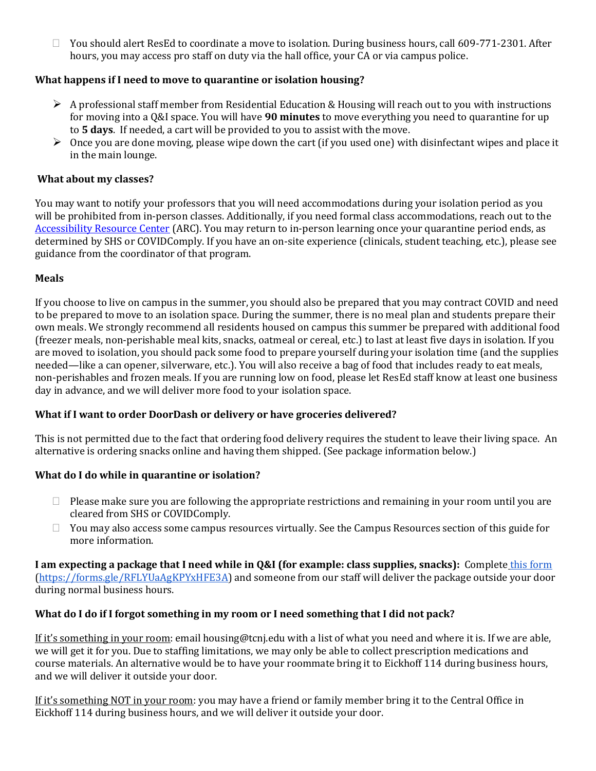- You should alert ResEd to coordinate a move to isolation. During business hours, call 609-771-2301. After hours, you may access pro staff on duty via the hall office, your CA or via campus police.

**What happens if I need to move to quarantine or isolation housing?**

- A professional staff member from Residential Education & Housing will reach out to you with instructions for moving into a Q&I space. You will have **90 minutes** to move everything you need to quarantine for up to **5 days**. If needed, a cart will be provided to you to assist with the move.
- Once you are done moving, please wipe down the cart (if you used one) with disinfectant wipes and place it in the main lounge.

**What about my classes?**

You may want to notify your professors that you will need accommodations during your isolation period as you will be prohibited from in-person classes. Additionally, if you need formal class accommodations, reach out to the Accessibility Resource Center (ARC). You may return to in-person learning once your quarantine period ends, as determined by SHS or COVIDComply. If you have an on-site experience (clinicals, student teaching, etc.), please see guidance from the coordinator of that program.

**Meals**

If you choose to live on campus in the summer, you should also be prepared that you may contract COVID and need to be prepared to move to an isolation space. During the summer, there is no meal plan and students prepare their own meals. We strongly recommend all residents housed on campus this summer be prepared with additional food (freezer meals, non-perishable meal kits, snacks, oatmeal or cereal, etc.) to last at least five days in isolation. If you are moved to isolation, you should pack some food to prepare yourself during your isolation time (and the supplies needed—like a can opener, silverware, etc.). You will also receive a bag of food that includes ready to eat meals, non-perishables and frozen meals. If you are running low on food, please let ResEd staff know at least one business day in advance, and we will deliver more food to your isolation space.

**What if I want to order DoorDash or delivery or have groceries delivered?**

This is not permitted due to the fact that ordering food delivery requires the student to leave their living space. An alternative is ordering snacks online and having them shipped. (See package information below.)

**What do I do while in quarantine or isolation?**

- Please make sure you are following the appropriate restrictions and remaining in your room until you are cleared from SHS or COVIDComply.
- You may also access some campus resources virtually. See the Campus Resources section of this guide for more information.

**I am expecting a package that I need while in Q&I (for example: class supplies, snacks):** Complete this form (https://forms.gle/RFLYUaAgKPYxHFE3A) and someone from our staff will deliver the package outside your door during normal business hours.

**What do I do if I forgot something in my room or I need something that I did not pack?**

<u>If it's something in your room</u>: email housing@tcnj.edu with a list of what you need and where it is. If we are able, we will get it for you. Due to staffing limitations, we may only be able to collect prescription medications and course materials. An alternative would be to have your roommate bring it to Eickhoff 114 during business hours, and we will deliver it outside your door.

<u>If it's something NOT in your room</u>: you may have a friend or family member bring it to the Central Office in Eickhoff 114 during business hours, and we will deliver it outside your door.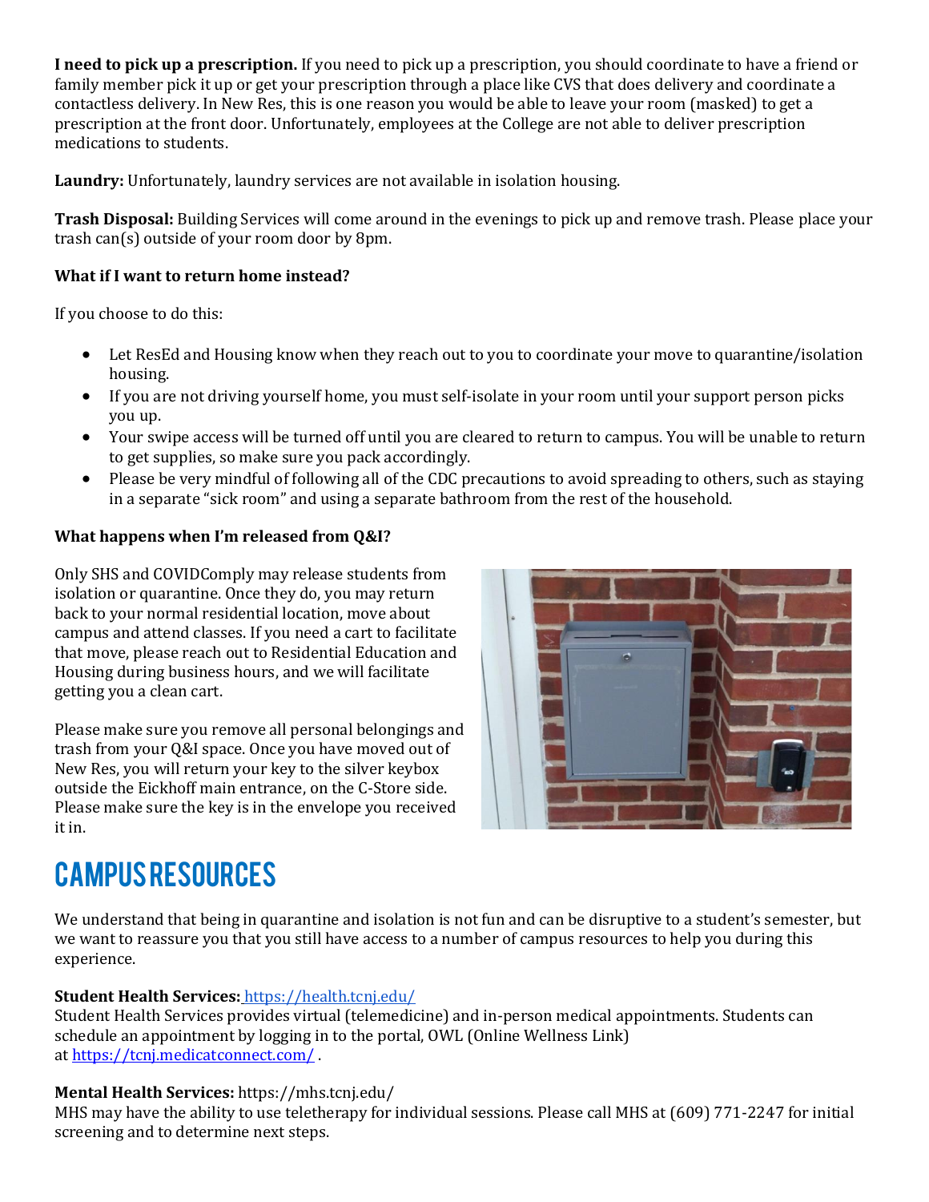**I need to pick up a prescription.** If you need to pick up a prescription, you should coordinate to have a friend or family member pick it up or get your prescription through a place like CVS that does delivery and coordinate a contactless delivery. In New Res, this is one reason you would be able to leave your room (masked) to get a prescription at the front door. Unfortunately, employees at the College are not able to deliver prescription medications to students.

**Laundry:** Unfortunately, laundry services are not available in isolation housing.

**Trash Disposal:** Building Services will come around in the evenings to pick up and remove trash. Please place your trash can(s) outside of your room door by 8pm.

**What if I want to return home instead?**

If you choose to do this:

- Let ResEd and Housing know when they reach out to you to coordinate your move to quarantine/isolation housing.
- If you are not driving yourself home, you must self-isolate in your room until your support person picks you up.
- Your swipe access will be turned off until you are cleared to return to campus. You will be unable to return to get supplies, so make sure you pack accordingly.
- Please be very mindful of following all of the CDC precautions to avoid spreading to others, such as staying in a separate "sick room" and using a separate bathroom from the rest of the household.

**What happens when I'm released from Q&I?**

Only SHS and COVIDComply may release students from isolation or quarantine. Once they do, you may return back to your normal residential location, move about campus and attend classes. If you need a cart to facilitate that move, please reach out to Residential Education and Housing during business hours, and we will facilitate getting you a clean cart.

Please make sure you remove all personal belongings and trash from your Q&I space. Once you have moved out of New Res, you will return your key to the silver keybox outside the Eickhoff main entrance, on the C-Store side. Please make sure the key is in the envelope you received it in.

# CAMPUS RESOURCES

We understand that being in quarantine and isolation is not fun and can be disruptive to a student's semester, but we want to reassure you that you still have access to a number of campus resources to help you during this experience.

**Student Health Services:** https://health.tcnj.edu/
Student Health Services provides virtual (telemedicine) and in-person medical appointments. Students can schedule an appointment by logging in to the portal, OWL (Online Wellness Link) at https://tcnj.medicatconnect.com/ .

**Mental Health Services:** https://mhs.tcnj.edu/
MHS may have the ability to use teletherapy for individual sessions. Please call MHS at (609) 771-2247 for initial screening and to determine next steps.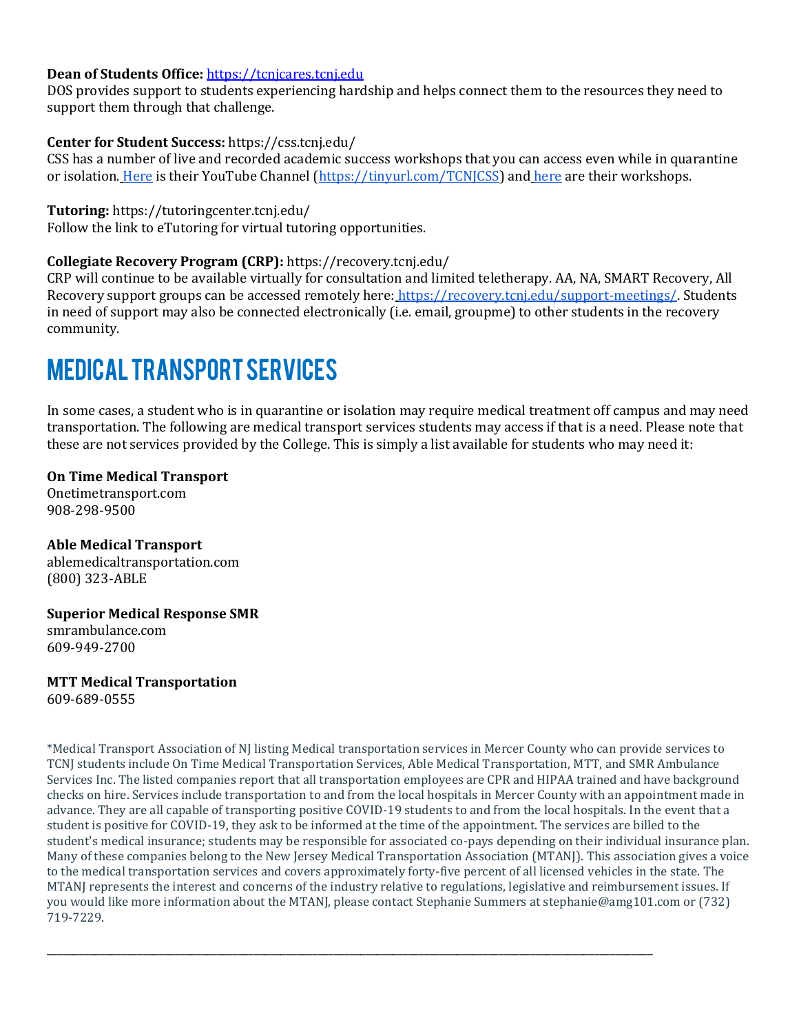**Dean of Students Office:** https://tcnjcares.tcnj.edu
DOS provides support to students experiencing hardship and helps connect them to the resources they need to support them through that challenge.

**Center for Student Success:** https://css.tcnj.edu/
CSS has a number of live and recorded academic success workshops that you can access even while in quarantine or isolation. Here is their YouTube Channel (https://tinyurl.com/TCNJCSS) and here are their workshops.

**Tutoring:** https://tutoringcenter.tcnj.edu/
Follow the link to eTutoring for virtual tutoring opportunities.

**Collegiate Recovery Program (CRP):** https://recovery.tcnj.edu/
CRP will continue to be available virtually for consultation and limited teletherapy. AA, NA, SMART Recovery, All Recovery support groups can be accessed remotely here: https://recovery.tcnj.edu/support-meetings/. Students in need of support may also be connected electronically (i.e. email, groupme) to other students in the recovery community.

# MEDICAL TRANSPORT SERVICES

In some cases, a student who is in quarantine or isolation may require medical treatment off campus and may need transportation. The following are medical transport services students may access if that is a need. Please note that these are not services provided by the College. This is simply a list available for students who may need it:

**On Time Medical Transport**
Onetimetransport.com
908-298-9500

**Able Medical Transport**
ablemedicaltransportation.com
(800) 323-ABLE

**Superior Medical Response SMR**
smrambulance.com
609-949-2700

**MTT Medical Transportation**
609-689-0555

*Medical Transport Association of NJ listing Medical transportation services in Mercer County who can provide services to TCNJ students include On Time Medical Transportation Services, Able Medical Transportation, MTT, and SMR Ambulance Services Inc. The listed companies report that all transportation employees are CPR and HIPAA trained and have background checks on hire. Services include transportation to and from the local hospitals in Mercer County with an appointment made in advance. They are all capable of transporting positive COVID-19 students to and from the local hospitals. In the event that a student is positive for COVID-19, they ask to be informed at the time of the appointment. The services are billed to the student's medical insurance; students may be responsible for associated co-pays depending on their individual insurance plan. Many of these companies belong to the New Jersey Medical Transportation Association (MTANJ). This association gives a voice to the medical transportation services and covers approximately forty-five percent of all licensed vehicles in the state. The MTANJ represents the interest and concerns of the industry relative to regulations, legislative and reimbursement issues. If you would like more information about the MTANJ, please contact Stephanie Summers at stephanie@amg101.com or (732) 719-7229.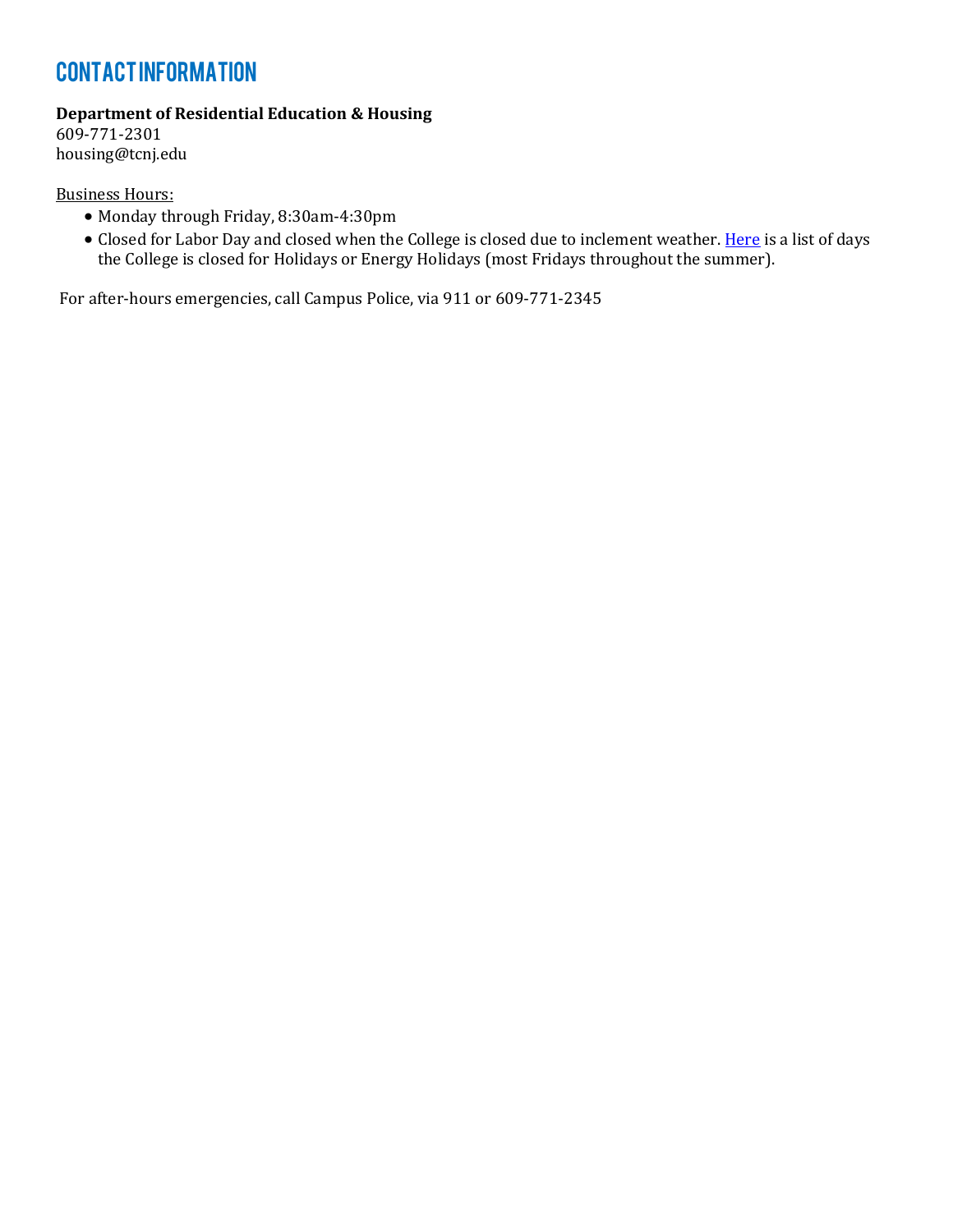# Contact Information

**Department of Residential Education & Housing**
609-771-2301
housing@tcnj.edu

Business Hours:

- Monday through Friday, 8:30am-4:30pm
- Closed for Labor Day and closed when the College is closed due to inclement weather. Here is a list of days the College is closed for Holidays or Energy Holidays (most Fridays throughout the summer).

For after-hours emergencies, call Campus Police, via 911 or 609-771-2345